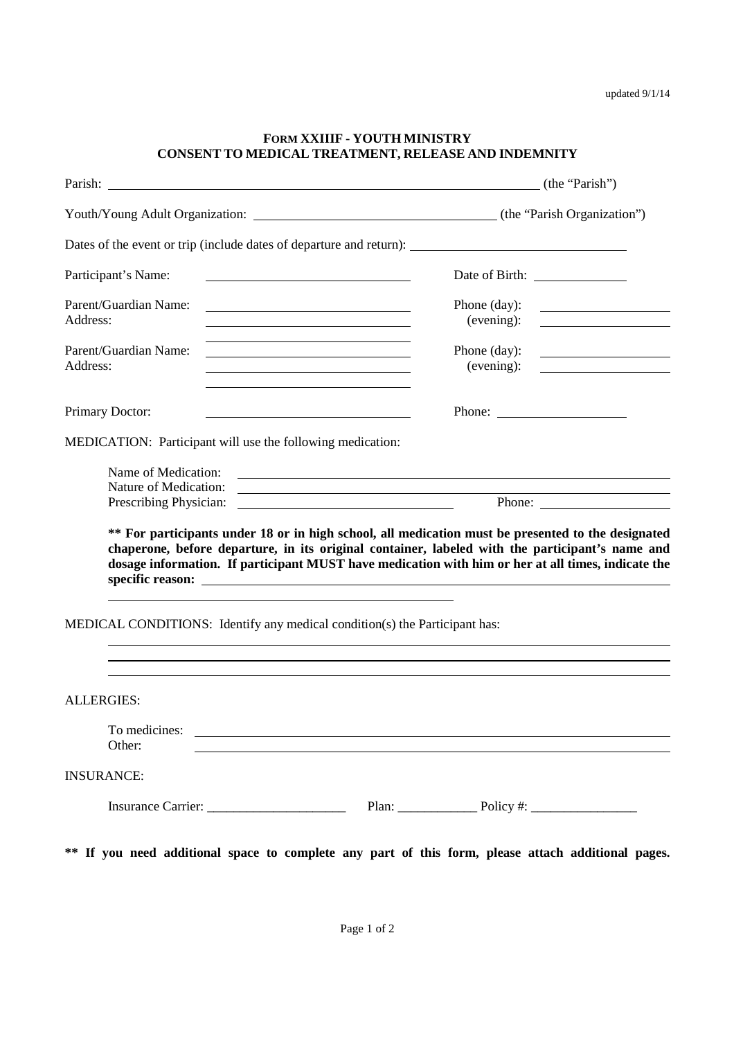updated 9/1/14

**FORM XXIIIF - YOUTH MINISTRY**
**CONSENT TO MEDICAL TREATMENT, RELEASE AND INDEMNITY**

Parish: ______________________________________________ (the "Parish")

Youth/Young Adult Organization: ____________________________ (the "Parish Organization")

Dates of the event or trip (include dates of departure and return): ____________________________

Participant's Name: ____________________________ Date of Birth: ______________

Parent/Guardian Name: ____________________________ Phone (day): ______________
Address: ____________________________ (evening): ______________
____________________________

Parent/Guardian Name: ____________________________ Phone (day): ______________
Address: ____________________________ (evening): ______________
____________________________

Primary Doctor: ____________________________ Phone: ______________

MEDICATION: Participant will use the following medication:

Name of Medication: ____________________________________________
Nature of Medication: ____________________________________________
Prescribing Physician: ____________________________ Phone: ______________

**\*\* For participants under 18 or in high school, all medication must be presented to the designated chaperone, before departure, in its original container, labeled with the participant's name and dosage information. If participant MUST have medication with him or her at all times, indicate the specific reason:** ____________________________________________
____________________________________________

MEDICAL CONDITIONS: Identify any medical condition(s) the Participant has:

____________________________________________
____________________________________________
____________________________________________

ALLERGIES:

To medicines: ____________________________________________
Other: ____________________________________________

INSURANCE:

Insurance Carrier: _____________________ Plan: ____________ Policy #: ________________

**\*\* If you need additional space to complete any part of this form, please attach additional pages.**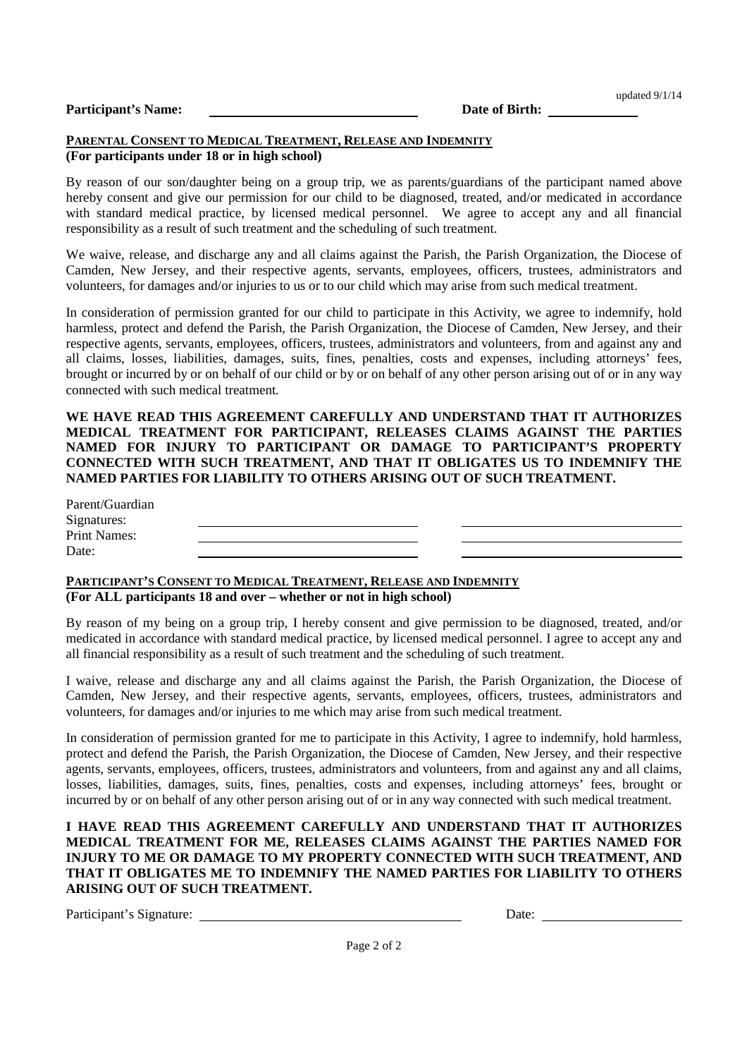updated 9/1/14

**Participant's Name:** \_\_\_\_\_\_\_\_\_\_\_\_\_\_\_\_\_\_\_\_\_\_\_\_\_\_\_\_ **Date of Birth:** \_\_\_\_\_\_\_\_\_\_\_\_

**<u>PARENTAL CONSENT TO MEDICAL TREATMENT, RELEASE AND INDEMNITY</u>**
**(For participants under 18 or in high school)**

By reason of our son/daughter being on a group trip, we as parents/guardians of the participant named above hereby consent and give our permission for our child to be diagnosed, treated, and/or medicated in accordance with standard medical practice, by licensed medical personnel. We agree to accept any and all financial responsibility as a result of such treatment and the scheduling of such treatment.

We waive, release, and discharge any and all claims against the Parish, the Parish Organization, the Diocese of Camden, New Jersey, and their respective agents, servants, employees, officers, trustees, administrators and volunteers, for damages and/or injuries to us or to our child which may arise from such medical treatment.

In consideration of permission granted for our child to participate in this Activity, we agree to indemnify, hold harmless, protect and defend the Parish, the Parish Organization, the Diocese of Camden, New Jersey, and their respective agents, servants, employees, officers, trustees, administrators and volunteers, from and against any and all claims, losses, liabilities, damages, suits, fines, penalties, costs and expenses, including attorneys' fees, brought or incurred by or on behalf of our child or by or on behalf of any other person arising out of or in any way connected with such medical treatment.

**WE HAVE READ THIS AGREEMENT CAREFULLY AND UNDERSTAND THAT IT AUTHORIZES MEDICAL TREATMENT FOR PARTICIPANT, RELEASES CLAIMS AGAINST THE PARTIES NAMED FOR INJURY TO PARTICIPANT OR DAMAGE TO PARTICIPANT'S PROPERTY CONNECTED WITH SUCH TREATMENT, AND THAT IT OBLIGATES US TO INDEMNIFY THE NAMED PARTIES FOR LIABILITY TO OTHERS ARISING OUT OF SUCH TREATMENT.**

Parent/Guardian Signatures: \_\_\_\_\_\_\_\_\_\_\_\_\_\_\_\_\_\_\_\_\_\_\_\_\_\_\_\_ \_\_\_\_\_\_\_\_\_\_\_\_\_\_\_\_\_\_\_\_\_\_\_\_\_\_\_\_

Print Names: \_\_\_\_\_\_\_\_\_\_\_\_\_\_\_\_\_\_\_\_\_\_\_\_\_\_\_\_ \_\_\_\_\_\_\_\_\_\_\_\_\_\_\_\_\_\_\_\_\_\_\_\_\_\_\_\_

Date: \_\_\_\_\_\_\_\_\_\_\_\_\_\_\_\_\_\_\_\_\_\_\_\_\_\_\_\_ \_\_\_\_\_\_\_\_\_\_\_\_\_\_\_\_\_\_\_\_\_\_\_\_\_\_\_\_

**<u>PARTICIPANT'S CONSENT TO MEDICAL TREATMENT, RELEASE AND INDEMNITY</u>**
**(For ALL participants 18 and over – whether or not in high school)**

By reason of my being on a group trip, I hereby consent and give permission to be diagnosed, treated, and/or medicated in accordance with standard medical practice, by licensed medical personnel. I agree to accept any and all financial responsibility as a result of such treatment and the scheduling of such treatment.

I waive, release and discharge any and all claims against the Parish, the Parish Organization, the Diocese of Camden, New Jersey, and their respective agents, servants, employees, officers, trustees, administrators and volunteers, for damages and/or injuries to me which may arise from such medical treatment.

In consideration of permission granted for me to participate in this Activity, I agree to indemnify, hold harmless, protect and defend the Parish, the Parish Organization, the Diocese of Camden, New Jersey, and their respective agents, servants, employees, officers, trustees, administrators and volunteers, from and against any and all claims, losses, liabilities, damages, suits, fines, penalties, costs and expenses, including attorneys' fees, brought or incurred by or on behalf of any other person arising out of or in any way connected with such medical treatment.

**I HAVE READ THIS AGREEMENT CAREFULLY AND UNDERSTAND THAT IT AUTHORIZES MEDICAL TREATMENT FOR ME, RELEASES CLAIMS AGAINST THE PARTIES NAMED FOR INJURY TO ME OR DAMAGE TO MY PROPERTY CONNECTED WITH SUCH TREATMENT, AND THAT IT OBLIGATES ME TO INDEMNIFY THE NAMED PARTIES FOR LIABILITY TO OTHERS ARISING OUT OF SUCH TREATMENT.**

Participant's Signature: \_\_\_\_\_\_\_\_\_\_\_\_\_\_\_\_\_\_\_\_\_\_\_\_\_\_\_\_\_\_\_\_\_\_ Date: \_\_\_\_\_\_\_\_\_\_\_\_\_\_\_\_\_\_